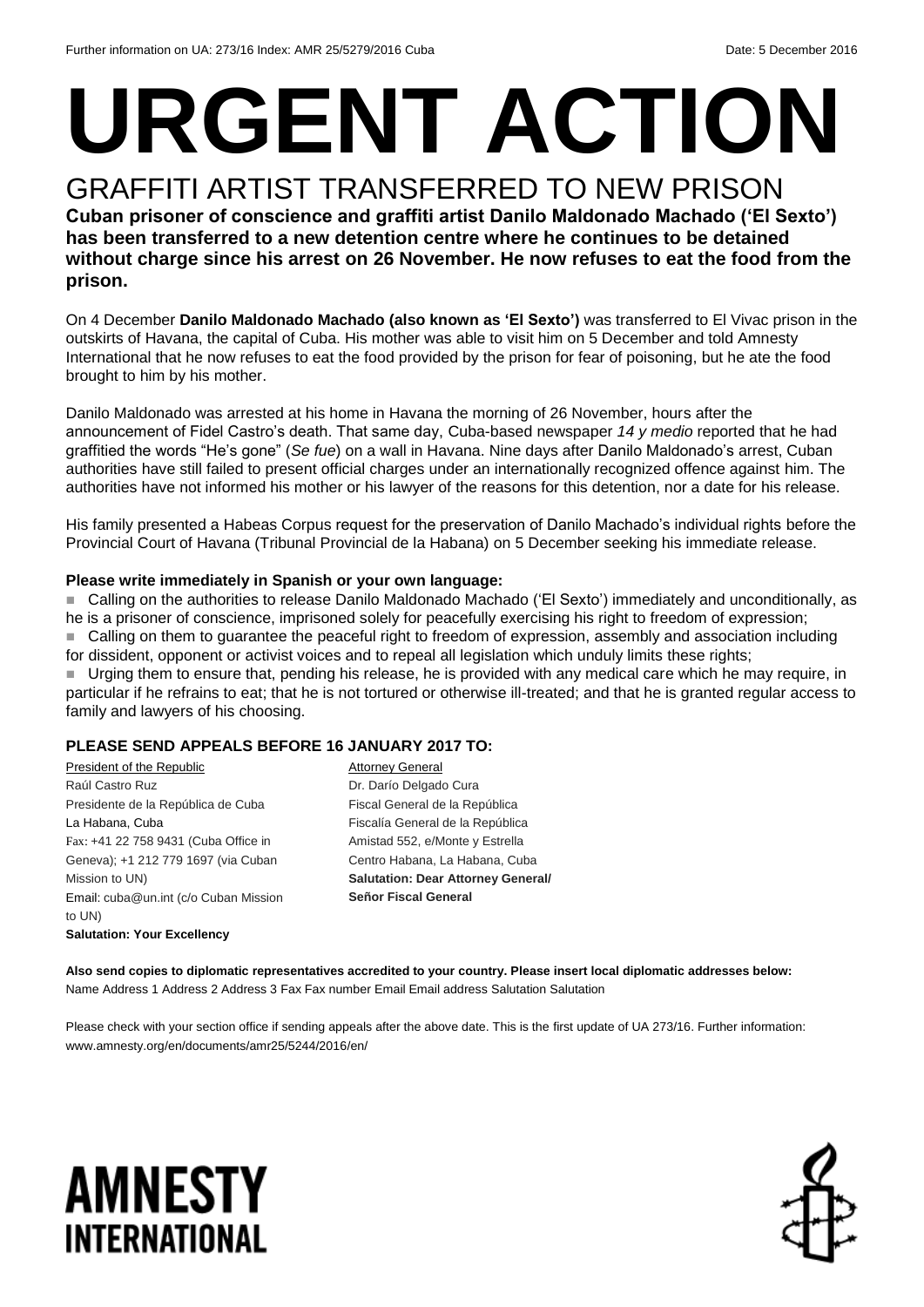Further information on UA: 273/16 Index: AMR 25/5279/2016 Cuba Date: 5 December 2016

# URGENT ACTION

## GRAFFITI ARTIST TRANSFERRED TO NEW PRISON

**Cuban prisoner of conscience and graffiti artist Danilo Maldonado Machado ('El Sexto') has been transferred to a new detention centre where he continues to be detained without charge since his arrest on 26 November. He now refuses to eat the food from the prison.**

On 4 December **Danilo Maldonado Machado (also known as 'El Sexto')** was transferred to El Vivac prison in the outskirts of Havana, the capital of Cuba. His mother was able to visit him on 5 December and told Amnesty International that he now refuses to eat the food provided by the prison for fear of poisoning, but he ate the food brought to him by his mother.

Danilo Maldonado was arrested at his home in Havana the morning of 26 November, hours after the announcement of Fidel Castro's death. That same day, Cuba-based newspaper *14 y medio* reported that he had graffitied the words "He's gone" (*Se fue*) on a wall in Havana. Nine days after Danilo Maldonado's arrest, Cuban authorities have still failed to present official charges under an internationally recognized offence against him. The authorities have not informed his mother or his lawyer of the reasons for this detention, nor a date for his release.

His family presented a Habeas Corpus request for the preservation of Danilo Machado's individual rights before the Provincial Court of Havana (Tribunal Provincial de la Habana) on 5 December seeking his immediate release.

**Please write immediately in Spanish or your own language:**

- Calling on the authorities to release Danilo Maldonado Machado ('El Sexto') immediately and unconditionally, as he is a prisoner of conscience, imprisoned solely for peacefully exercising his right to freedom of expression;
- Calling on them to guarantee the peaceful right to freedom of expression, assembly and association including for dissident, opponent or activist voices and to repeal all legislation which unduly limits these rights;
- Urging them to ensure that, pending his release, he is provided with any medical care which he may require, in particular if he refrains to eat; that he is not tortured or otherwise ill-treated; and that he is granted regular access to family and lawyers of his choosing.

**PLEASE SEND APPEALS BEFORE 16 JANUARY 2017 TO:**

President of the Republic
Raúl Castro Ruz
Presidente de la República de Cuba
La Habana, Cuba
Fax: +41 22 758 9431 (Cuba Office in Geneva); +1 212 779 1697 (via Cuban Mission to UN)
Email: cuba@un.int (c/o Cuban Mission to UN)
**Salutation: Your Excellency**

Attorney General
Dr. Darío Delgado Cura
Fiscal General de la República
Fiscalía General de la República
Amistad 552, e/Monte y Estrella
Centro Habana, La Habana, Cuba
**Salutation: Dear Attorney General/ Señor Fiscal General**

**Also send copies to diplomatic representatives accredited to your country. Please insert local diplomatic addresses below:**
Name Address 1 Address 2 Address 3 Fax Fax number Email Email address Salutation Salutation

Please check with your section office if sending appeals after the above date. This is the first update of UA 273/16. Further information: www.amnesty.org/en/documents/amr25/5244/2016/en/

AMNESTY INTERNATIONAL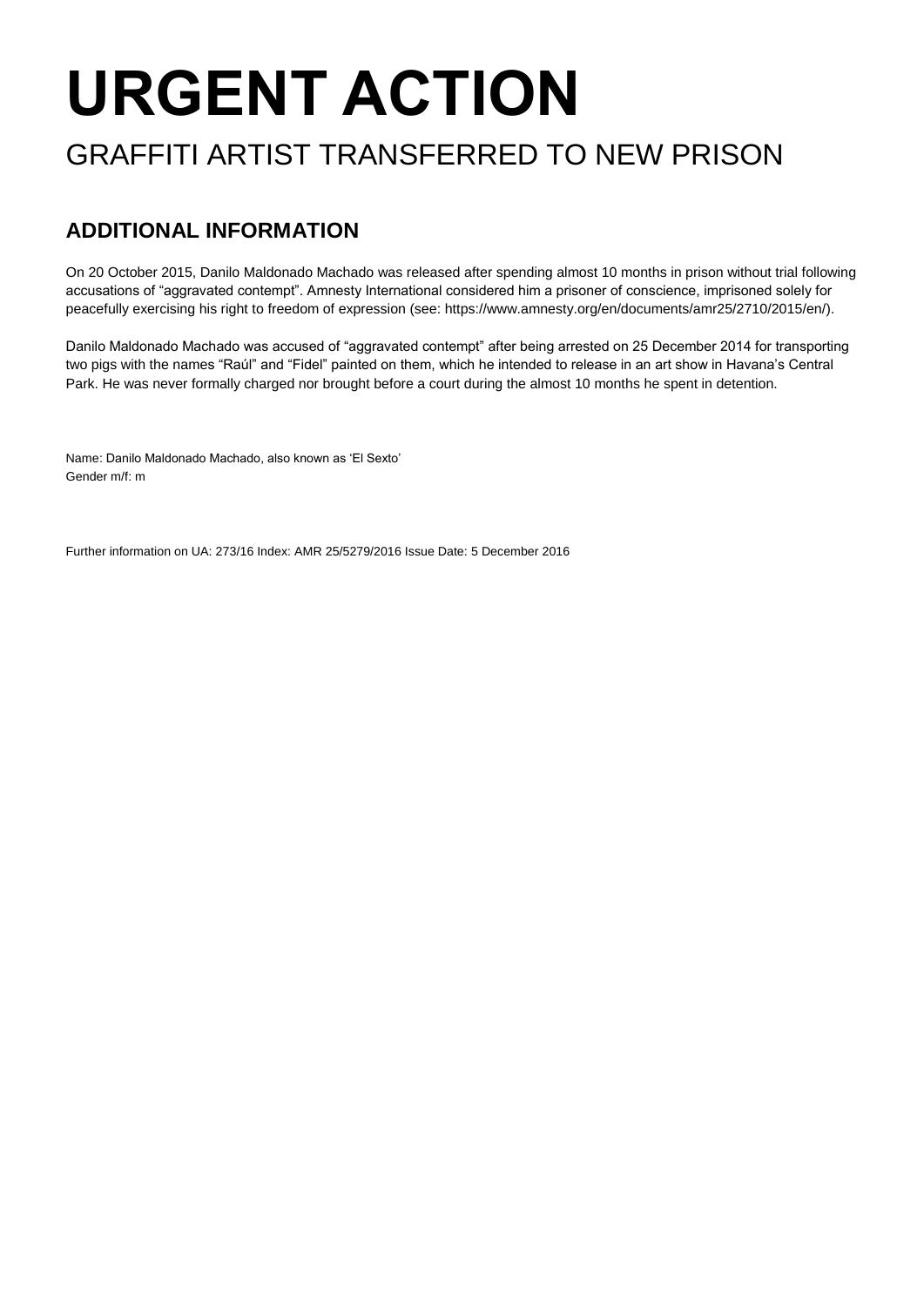# URGENT ACTION

## GRAFFITI ARTIST TRANSFERRED TO NEW PRISON

### ADDITIONAL INFORMATION

On 20 October 2015, Danilo Maldonado Machado was released after spending almost 10 months in prison without trial following accusations of "aggravated contempt". Amnesty International considered him a prisoner of conscience, imprisoned solely for peacefully exercising his right to freedom of expression (see: https://www.amnesty.org/en/documents/amr25/2710/2015/en/).

Danilo Maldonado Machado was accused of "aggravated contempt" after being arrested on 25 December 2014 for transporting two pigs with the names "Raúl" and "Fidel" painted on them, which he intended to release in an art show in Havana's Central Park. He was never formally charged nor brought before a court during the almost 10 months he spent in detention.

Name: Danilo Maldonado Machado, also known as 'El Sexto'
Gender m/f: m

Further information on UA: 273/16 Index: AMR 25/5279/2016 Issue Date: 5 December 2016